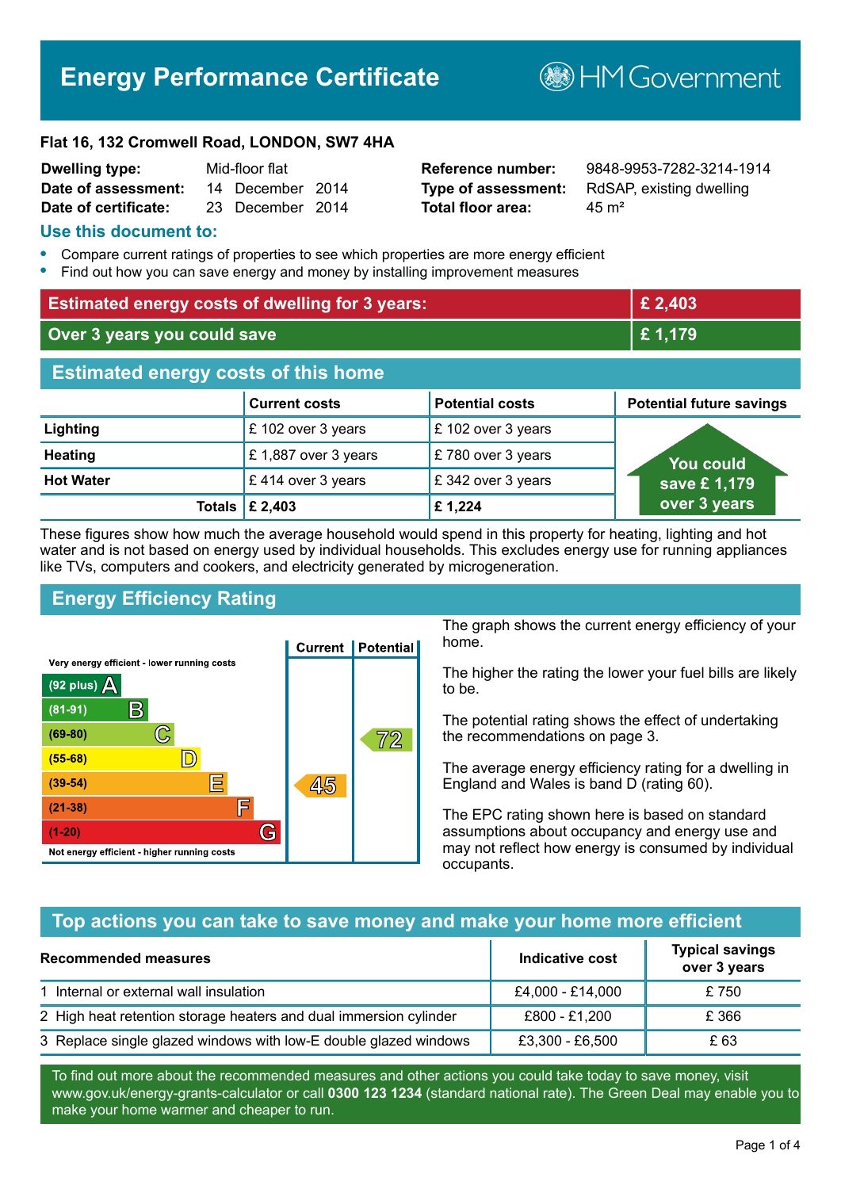# Energy Performance Certificate

HM Government

**Flat 16, 132 Cromwell Road, LONDON, SW7 4HA**

| | | | |
|---|---|---|---|
| **Dwelling type:** | Mid-floor flat | **Reference number:** | 9848-9953-7282-3214-1914 |
| **Date of assessment:** | 14 December 2014 | **Type of assessment:** | RdSAP, existing dwelling |
| **Date of certificate:** | 23 December 2014 | **Total floor area:** | 45 m² |

## Use this document to:

- Compare current ratings of properties to see which properties are more energy efficient
- Find out how you can save energy and money by installing improvement measures

| | |
|---|---|
| **Estimated energy costs of dwelling for 3 years:** | **£ 2,403** |
| **Over 3 years you could save** | **£ 1,179** |

## Estimated energy costs of this home

| | Current costs | Potential costs | Potential future savings |
|---|---|---|---|
| **Lighting** | £ 102 over 3 years | £ 102 over 3 years | You could save £ 1,179 over 3 years |
| **Heating** | £ 1,887 over 3 years | £ 780 over 3 years | |
| **Hot Water** | £ 414 over 3 years | £ 342 over 3 years | |
| **Totals** | **£ 2,403** | **£ 1,224** | |

These figures show how much the average household would spend in this property for heating, lighting and hot water and is not based on energy used by individual households. This excludes energy use for running appliances like TVs, computers and cookers, and electricity generated by microgeneration.

## Energy Efficiency Rating

| Rating | Current | Potential |
|---|---|---|
| Very energy efficient - lower running costs | | |
| (92 plus) A | | |
| (81-91) B | | |
| (69-80) C | | 72 |
| (55-68) D | | |
| (39-54) E | 45 | |
| (21-38) F | | |
| (1-20) G | | |
| Not energy efficient - higher running costs | | |

The graph shows the current energy efficiency of your home.

The higher the rating the lower your fuel bills are likely to be.

The potential rating shows the effect of undertaking the recommendations on page 3.

The average energy efficiency rating for a dwelling in England and Wales is band D (rating 60).

The EPC rating shown here is based on standard assumptions about occupancy and energy use and may not reflect how energy is consumed by individual occupants.

## Top actions you can take to save money and make your home more efficient

| Recommended measures | Indicative cost | Typical savings over 3 years |
|---|---|---|
| 1 Internal or external wall insulation | £4,000 - £14,000 | £ 750 |
| 2 High heat retention storage heaters and dual immersion cylinder | £800 - £1,200 | £ 366 |
| 3 Replace single glazed windows with low-E double glazed windows | £3,300 - £6,500 | £ 63 |

To find out more about the recommended measures and other actions you could take today to save money, visit www.gov.uk/energy-grants-calculator or call **0300 123 1234** (standard national rate). The Green Deal may enable you to make your home warmer and cheaper to run.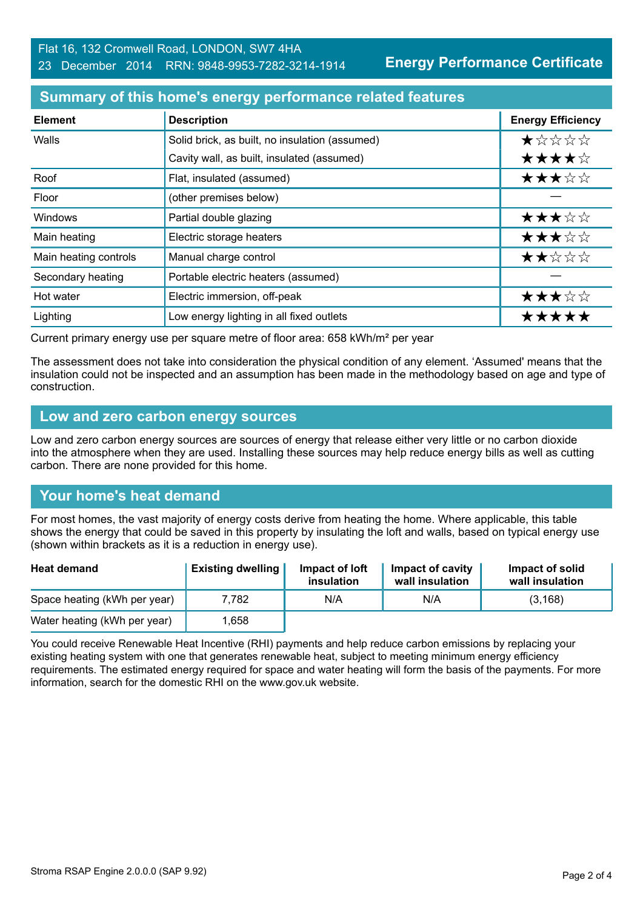Flat 16, 132 Cromwell Road, LONDON, SW7 4HA
23 December 2014 RRN: 9848-9953-7282-3214-1914

**Energy Performance Certificate**

## Summary of this home's energy performance related features

| Element | Description | Energy Efficiency |
|---|---|---|
| Walls | Solid brick, as built, no insulation (assumed) | ★☆☆☆☆ |
| | Cavity wall, as built, insulated (assumed) | ★★★★☆ |
| Roof | Flat, insulated (assumed) | ★★★☆☆ |
| Floor | (other premises below) | — |
| Windows | Partial double glazing | ★★★☆☆ |
| Main heating | Electric storage heaters | ★★★☆☆ |
| Main heating controls | Manual charge control | ★★☆☆☆ |
| Secondary heating | Portable electric heaters (assumed) | — |
| Hot water | Electric immersion, off-peak | ★★★☆☆ |
| Lighting | Low energy lighting in all fixed outlets | ★★★★★ |

Current primary energy use per square metre of floor area: 658 kWh/m² per year

The assessment does not take into consideration the physical condition of any element. 'Assumed' means that the insulation could not be inspected and an assumption has been made in the methodology based on age and type of construction.

## Low and zero carbon energy sources

Low and zero carbon energy sources are sources of energy that release either very little or no carbon dioxide into the atmosphere when they are used. Installing these sources may help reduce energy bills as well as cutting carbon. There are none provided for this home.

## Your home's heat demand

For most homes, the vast majority of energy costs derive from heating the home. Where applicable, this table shows the energy that could be saved in this property by insulating the loft and walls, based on typical energy use (shown within brackets as it is a reduction in energy use).

| Heat demand | Existing dwelling | Impact of loft insulation | Impact of cavity wall insulation | Impact of solid wall insulation |
|---|---|---|---|---|
| Space heating (kWh per year) | 7,782 | N/A | N/A | (3,168) |
| Water heating (kWh per year) | 1,658 | | | |

You could receive Renewable Heat Incentive (RHI) payments and help reduce carbon emissions by replacing your existing heating system with one that generates renewable heat, subject to meeting minimum energy efficiency requirements. The estimated energy required for space and water heating will form the basis of the payments. For more information, search for the domestic RHI on the www.gov.uk website.

Stroma RSAP Engine 2.0.0.0 (SAP 9.92)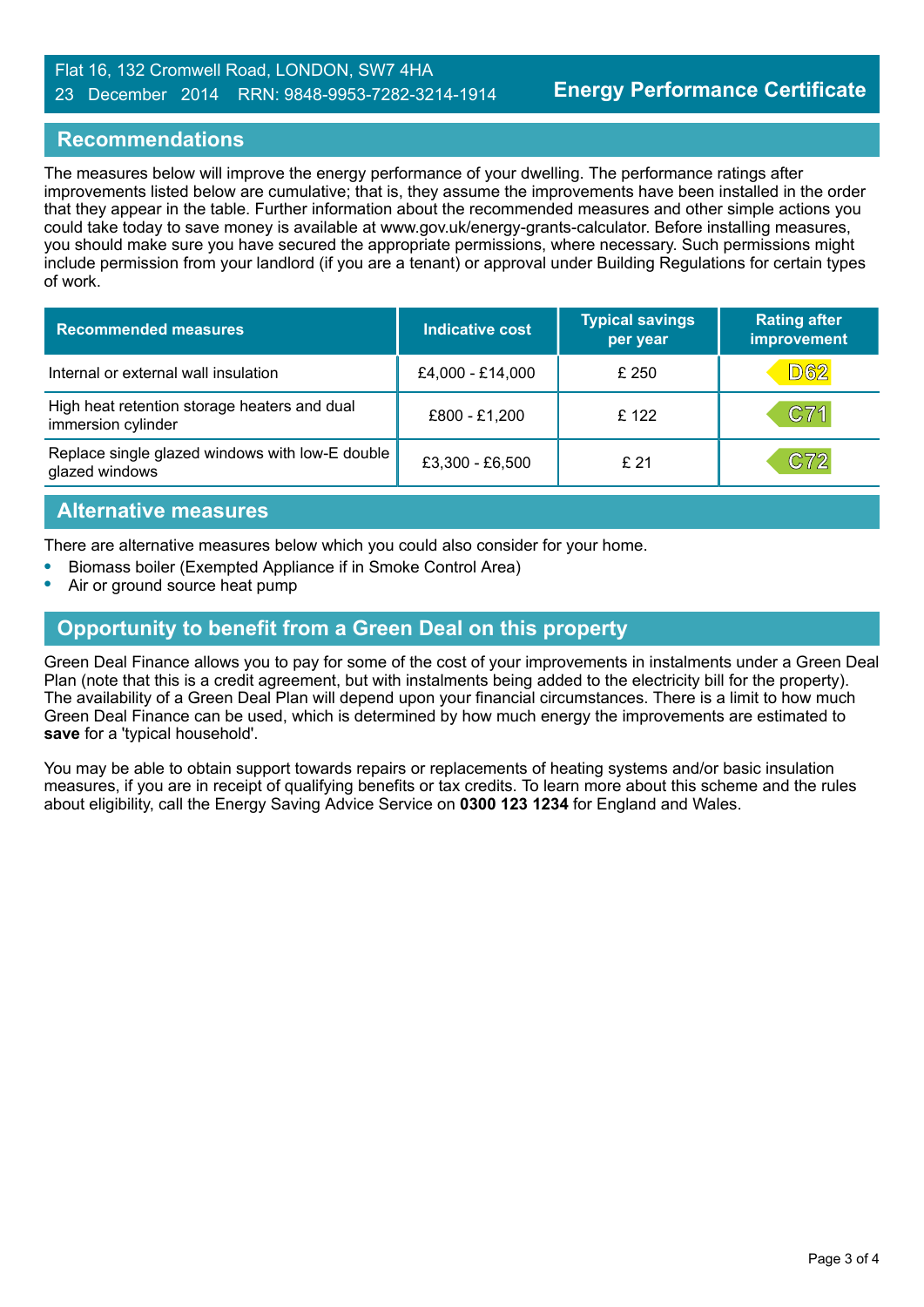## Recommendations

The measures below will improve the energy performance of your dwelling. The performance ratings after improvements listed below are cumulative; that is, they assume the improvements have been installed in the order that they appear in the table. Further information about the recommended measures and other simple actions you could take today to save money is available at www.gov.uk/energy-grants-calculator. Before installing measures, you should make sure you have secured the appropriate permissions, where necessary. Such permissions might include permission from your landlord (if you are a tenant) or approval under Building Regulations for certain types of work.

| Recommended measures | Indicative cost | Typical savings per year | Rating after improvement |
|---|---|---|---|
| Internal or external wall insulation | £4,000 - £14,000 | £ 250 | D62 |
| High heat retention storage heaters and dual immersion cylinder | £800 - £1,200 | £ 122 | C71 |
| Replace single glazed windows with low-E double glazed windows | £3,300 - £6,500 | £ 21 | C72 |

## Alternative measures

There are alternative measures below which you could also consider for your home.

- Biomass boiler (Exempted Appliance if in Smoke Control Area)
- Air or ground source heat pump

## Opportunity to benefit from a Green Deal on this property

Green Deal Finance allows you to pay for some of the cost of your improvements in instalments under a Green Deal Plan (note that this is a credit agreement, but with instalments being added to the electricity bill for the property). The availability of a Green Deal Plan will depend upon your financial circumstances. There is a limit to how much Green Deal Finance can be used, which is determined by how much energy the improvements are estimated to **save** for a 'typical household'.

You may be able to obtain support towards repairs or replacements of heating systems and/or basic insulation measures, if you are in receipt of qualifying benefits or tax credits. To learn more about this scheme and the rules about eligibility, call the Energy Saving Advice Service on **0300 123 1234** for England and Wales.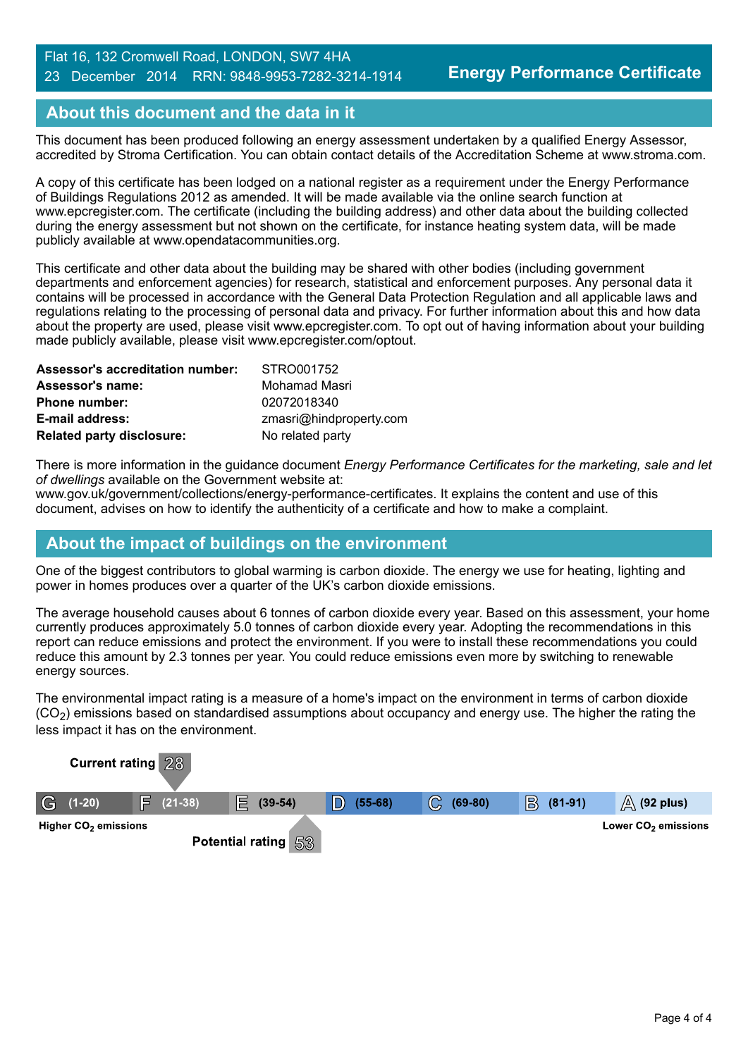Flat 16, 132 Cromwell Road, LONDON, SW7 4HA
23 December 2014 RRN: 9848-9953-7282-3214-1914

**Energy Performance Certificate**

## About this document and the data in it

This document has been produced following an energy assessment undertaken by a qualified Energy Assessor, accredited by Stroma Certification. You can obtain contact details of the Accreditation Scheme at www.stroma.com.

A copy of this certificate has been lodged on a national register as a requirement under the Energy Performance of Buildings Regulations 2012 as amended. It will be made available via the online search function at www.epcregister.com. The certificate (including the building address) and other data about the building collected during the energy assessment but not shown on the certificate, for instance heating system data, will be made publicly available at www.opendatacommunities.org.

This certificate and other data about the building may be shared with other bodies (including government departments and enforcement agencies) for research, statistical and enforcement purposes. Any personal data it contains will be processed in accordance with the General Data Protection Regulation and all applicable laws and regulations relating to the processing of personal data and privacy. For further information about this and how data about the property are used, please visit www.epcregister.com. To opt out of having information about your building made publicly available, please visit www.epcregister.com/optout.

| | |
|---|---|
| **Assessor's accreditation number:** | STRO001752 |
| **Assessor's name:** | Mohamad Masri |
| **Phone number:** | 02072018340 |
| **E-mail address:** | zmasri@hindproperty.com |
| **Related party disclosure:** | No related party |

There is more information in the guidance document *Energy Performance Certificates for the marketing, sale and let of dwellings* available on the Government website at: www.gov.uk/government/collections/energy-performance-certificates. It explains the content and use of this document, advises on how to identify the authenticity of a certificate and how to make a complaint.

## About the impact of buildings on the environment

One of the biggest contributors to global warming is carbon dioxide. The energy we use for heating, lighting and power in homes produces over a quarter of the UK's carbon dioxide emissions.

The average household causes about 6 tonnes of carbon dioxide every year. Based on this assessment, your home currently produces approximately 5.0 tonnes of carbon dioxide every year. Adopting the recommendations in this report can reduce emissions and protect the environment. If you were to install these recommendations you could reduce this amount by 2.3 tonnes per year. You could reduce emissions even more by switching to renewable energy sources.

The environmental impact rating is a measure of a home's impact on the environment in terms of carbon dioxide ($CO_2$) emissions based on standardised assumptions about occupancy and energy use. The higher the rating the less impact it has on the environment.

Current rating 28

G (1-20) F (21-38) E (39-54) D (55-68) C (69-80) B (81-91) A (92 plus)

Higher $CO_2$ emissions

Lower $CO_2$ emissions

Potential rating 53